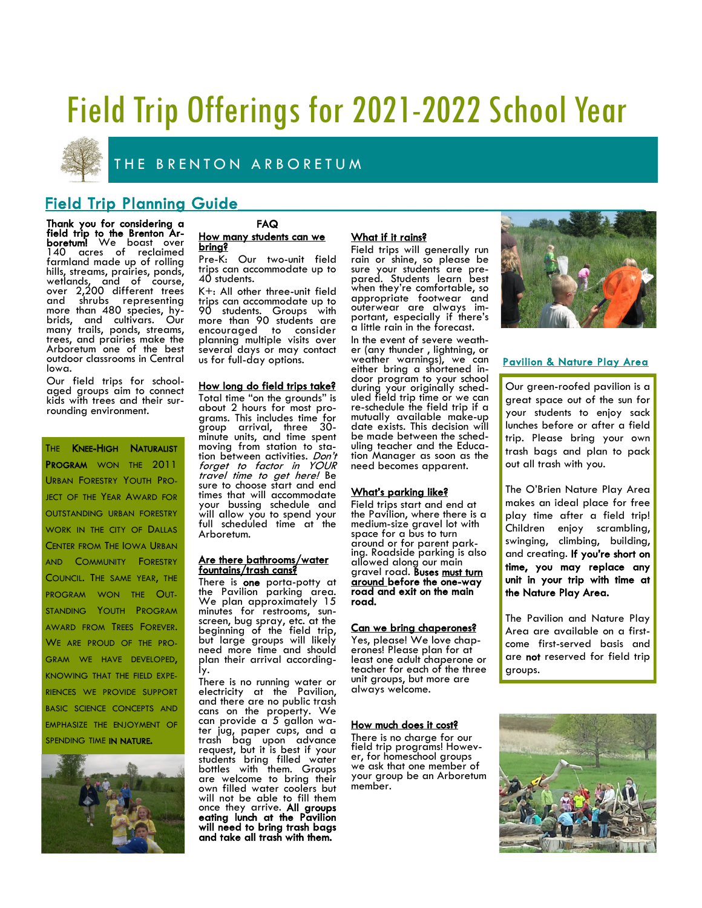# Field Trip Offerings for 2021-2022 School Year

## THE BRENTON ARBORETUM

## Field Trip Planning Guide

**Thank you for considering a field trip to the Brenton Arboretum!** We boast over 140 acres of reclaimed farmland made up of rolling hills, streams, prairies, ponds, wetlands, and of course, over 2,200 different trees and shrubs representing more than 480 species, hybrids, and cultivars. Our many trails, ponds, streams, trees, and prairies make the Arboretum one of the best outdoor classrooms in Central Iowa.

Our field trips for school-aged groups aim to connect kids with trees and their surrounding environment.

THE **KNEE-HIGH NATURALIST PROGRAM** WON THE 2011 URBAN FORESTRY YOUTH PROJECT OF THE YEAR AWARD FOR OUTSTANDING URBAN FORESTRY WORK IN THE CITY OF DALLAS CENTER FROM THE IOWA URBAN AND COMMUNITY FORESTRY COUNCIL. THE SAME YEAR, THE PROGRAM WON THE OUTSTANDING YOUTH PROGRAM AWARD FROM TREES FOREVER. WE ARE PROUD OF THE PROGRAM WE HAVE DEVELOPED, KNOWING THAT THE FIELD EXPERIENCES WE PROVIDE SUPPORT BASIC SCIENCE CONCEPTS AND EMPHASIZE THE ENJOYMENT OF SPENDING TIME **IN NATURE.**

### FAQ

**How many students can we bring?**

Pre-K: Our two-unit field trips can accommodate up to 40 students.

K+: All other three-unit field trips can accommodate up to 90 students. Groups with more than 90 students are encouraged to consider planning multiple visits over several days or may contact us for full-day options.

**How long do field trips take?**

Total time "on the grounds" is about 2 hours for most programs. This includes time for group arrival, three 30-minute units, and time spent moving from station to station between activities. *Don't forget to factor in YOUR travel time to get here!* Be sure to choose start and end times that will accommodate your bussing schedule and will allow you to spend your full scheduled time at the Arboretum.

**Are there bathrooms/water fountains/trash cans?**

There is **one** porta-potty at the Pavilion parking area. We plan approximately 15 minutes for restrooms, sunscreen, bug spray, etc. at the beginning of the field trip, but large groups will likely need more time and should plan their arrival accordingly.

There is no running water or electricity at the Pavilion, and there are no public trash cans on the property. We can provide a 5 gallon water jug, paper cups, and a trash bag upon advance request, but it is best if your students bring filled water bottles with them. Groups are welcome to bring their own filled water coolers but will not be able to fill them once they arrive. **All groups eating lunch at the Pavilion will need to bring trash bags and take all trash with them.**

**What if it rains?**

Field trips will generally run rain or shine, so please be sure your students are prepared. Students learn best when they're comfortable, so appropriate footwear and outerwear are always important, especially if there's a little rain in the forecast.

In the event of severe weather (any thunder , lightning, or weather warnings), we can either bring a shortened indoor program to your school during your originally scheduled field trip time or we can re-schedule the field trip if a mutually available make-up date exists. This decision will be made between the scheduling teacher and the Education Manager as soon as the need becomes apparent.

**What's parking like?**

Field trips start and end at the Pavilion, where there is a medium-size gravel lot with space for a bus to turn around or for parent parking. Roadside parking is also allowed along our main gravel road. **Buses must turn around before the one-way road and exit on the main road.**

**Can we bring chaperones?**

Yes, please! We love chaperones! Please plan for at least one adult chaperone or teacher for each of the three unit groups, but more are always welcome.

**How much does it cost?**

There is no charge for our field trip programs! However, for homeschool groups we ask that one member of your group be an Arboretum member.

### Pavilion & Nature Play Area

Our green-roofed pavilion is a great space out of the sun for your students to enjoy sack lunches before or after a field trip. Please bring your own trash bags and plan to pack out all trash with you.

The O'Brien Nature Play Area makes an ideal place for free play time after a field trip! Children enjoy scrambling, swinging, climbing, building, and creating. **If you're short on time, you may replace any unit in your trip with time at the Nature Play Area.**

The Pavilion and Nature Play Area are available on a first-come first-served basis and are **not** reserved for field trip groups.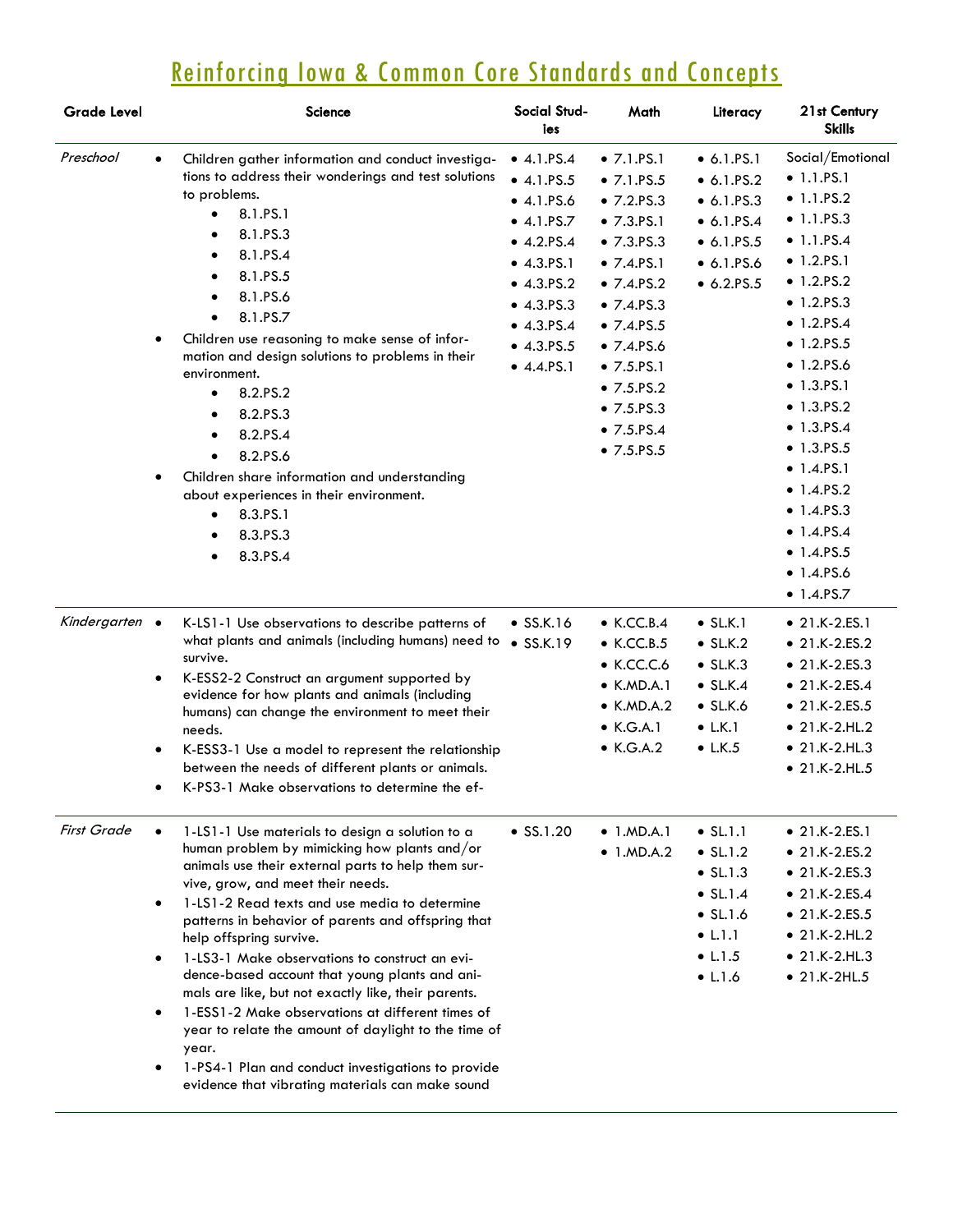# Reinforcing Iowa & Common Core Standards and Concepts

| Grade Level | Science | Social Studies | Math | Literacy | 21st Century Skills |
|---|---|---|---|---|---|
| *Preschool* | • Children gather information and conduct investigations to address their wonderings and test solutions to problems.<br>  • 8.1.PS.1<br>  • 8.1.PS.3<br>  • 8.1.PS.4<br>  • 8.1.PS.5<br>  • 8.1.PS.6<br>  • 8.1.PS.7<br>• Children use reasoning to make sense of information and design solutions to problems in their environment.<br>  • 8.2.PS.2<br>  • 8.2.PS.3<br>  • 8.2.PS.4<br>  • 8.2.PS.6<br>• Children share information and understanding about experiences in their environment.<br>  • 8.3.PS.1<br>  • 8.3.PS.3<br>  • 8.3.PS.4 | • 4.1.PS.4<br>• 4.1.PS.5<br>• 4.1.PS.6<br>• 4.1.PS.7<br>• 4.2.PS.4<br>• 4.3.PS.1<br>• 4.3.PS.2<br>• 4.3.PS.3<br>• 4.3.PS.4<br>• 4.3.PS.5<br>• 4.4.PS.1 | • 7.1.PS.1<br>• 7.1.PS.5<br>• 7.2.PS.3<br>• 7.3.PS.1<br>• 7.3.PS.3<br>• 7.4.PS.1<br>• 7.4.PS.2<br>• 7.4.PS.3<br>• 7.4.PS.5<br>• 7.4.PS.6<br>• 7.5.PS.1<br>• 7.5.PS.2<br>• 7.5.PS.3<br>• 7.5.PS.4<br>• 7.5.PS.5 | • 6.1.PS.1<br>• 6.1.PS.2<br>• 6.1.PS.3<br>• 6.1.PS.4<br>• 6.1.PS.5<br>• 6.1.PS.6<br>• 6.2.PS.5 | Social/Emotional<br>• 1.1.PS.1<br>• 1.1.PS.2<br>• 1.1.PS.3<br>• 1.1.PS.4<br>• 1.2.PS.1<br>• 1.2.PS.2<br>• 1.2.PS.3<br>• 1.2.PS.4<br>• 1.2.PS.5<br>• 1.2.PS.6<br>• 1.3.PS.1<br>• 1.3.PS.2<br>• 1.3.PS.4<br>• 1.3.PS.5<br>• 1.4.PS.1<br>• 1.4.PS.2<br>• 1.4.PS.3<br>• 1.4.PS.4<br>• 1.4.PS.5<br>• 1.4.PS.6<br>• 1.4.PS.7 |
| *Kindergarten* | • K-LS1-1 Use observations to describe patterns of what plants and animals (including humans) need to survive.<br>• K-ESS2-2 Construct an argument supported by evidence for how plants and animals (including humans) can change the environment to meet their needs.<br>• K-ESS3-1 Use a model to represent the relationship between the needs of different plants or animals.<br>• K-PS3-1 Make observations to determine the ef- | • SS.K.16<br>• SS.K.19 | • K.CC.B.4<br>• K.CC.B.5<br>• K.CC.C.6<br>• K.MD.A.1<br>• K.MD.A.2<br>• K.G.A.1<br>• K.G.A.2 | • SL.K.1<br>• SL.K.2<br>• SL.K.3<br>• SL.K.4<br>• SL.K.6<br>• L.K.1<br>• L.K.5 | • 21.K-2.ES.1<br>• 21.K-2.ES.2<br>• 21.K-2.ES.3<br>• 21.K-2.ES.4<br>• 21.K-2.ES.5<br>• 21.K-2.HL.2<br>• 21.K-2.HL.3<br>• 21.K-2.HL.5 |
| *First Grade* | • 1-LS1-1 Use materials to design a solution to a human problem by mimicking how plants and/or animals use their external parts to help them survive, grow, and meet their needs.<br>• 1-LS1-2 Read texts and use media to determine patterns in behavior of parents and offspring that help offspring survive.<br>• 1-LS3-1 Make observations to construct an evidence-based account that young plants and animals are like, but not exactly like, their parents.<br>• 1-ESS1-2 Make observations at different times of year to relate the amount of daylight to the time of year.<br>• 1-PS4-1 Plan and conduct investigations to provide evidence that vibrating materials can make sound | • SS.1.20 | • 1.MD.A.1<br>• 1.MD.A.2 | • SL.1.1<br>• SL.1.2<br>• SL.1.3<br>• SL.1.4<br>• SL.1.6<br>• L.1.1<br>• L.1.5<br>• L.1.6 | • 21.K-2.ES.1<br>• 21.K-2.ES.2<br>• 21.K-2.ES.3<br>• 21.K-2.ES.4<br>• 21.K-2.ES.5<br>• 21.K-2.HL.2<br>• 21.K-2.HL.3<br>• 21.K-2HL.5 |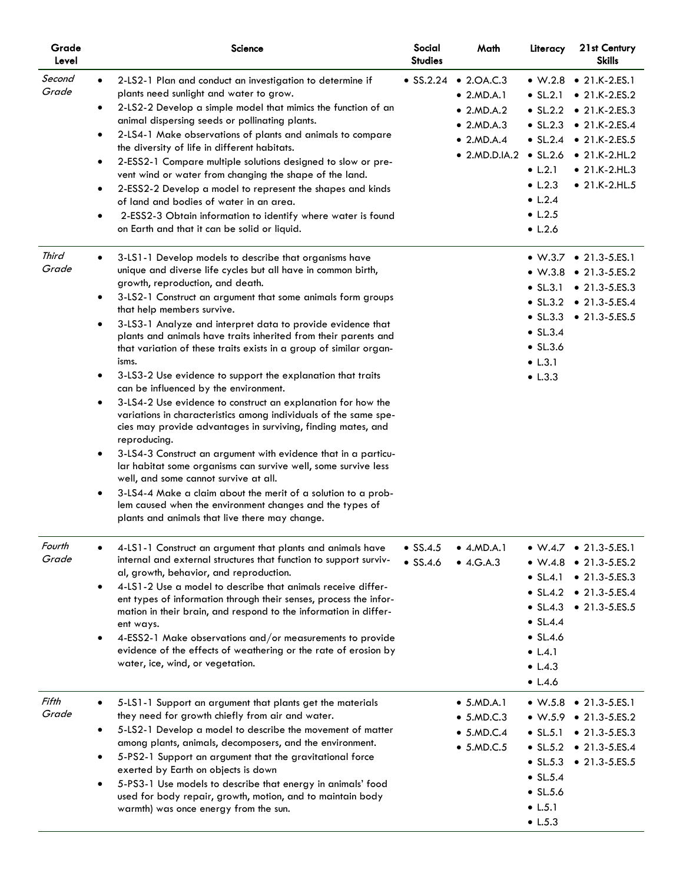| Grade Level | Science | Social Studies | Math | Literacy | 21st Century Skills |
|---|---|---|---|---|---|
| *Second Grade* | • 2-LS2-1 Plan and conduct an investigation to determine if plants need sunlight and water to grow.<br>• 2-LS2-2 Develop a simple model that mimics the function of an animal dispersing seeds or pollinating plants.<br>• 2-LS4-1 Make observations of plants and animals to compare the diversity of life in different habitats.<br>• 2-ESS2-1 Compare multiple solutions designed to slow or prevent wind or water from changing the shape of the land.<br>• 2-ESS2-2 Develop a model to represent the shapes and kinds of land and bodies of water in an area.<br>• 2-ESS2-3 Obtain information to identify where water is found on Earth and that it can be solid or liquid. | • SS.2.24 | • 2.OA.C.3<br>• 2.MD.A.1<br>• 2.MD.A.2<br>• 2.MD.A.3<br>• 2.MD.A.4<br>• 2.MD.D.IA.2 | • W.2.8<br>• SL.2.1<br>• SL.2.2<br>• SL.2.3<br>• SL.2.4<br>• SL.2.6<br>• L.2.1<br>• L.2.3<br>• L.2.4<br>• L.2.5<br>• L.2.6 | • 21.K-2.ES.1<br>• 21.K-2.ES.2<br>• 21.K-2.ES.3<br>• 21.K-2.ES.4<br>• 21.K-2.ES.5<br>• 21.K-2.HL.2<br>• 21.K-2.HL.3<br>• 21.K-2.HL.5 |
| *Third Grade* | • 3-LS1-1 Develop models to describe that organisms have unique and diverse life cycles but all have in common birth, growth, reproduction, and death.<br>• 3-LS2-1 Construct an argument that some animals form groups that help members survive.<br>• 3-LS3-1 Analyze and interpret data to provide evidence that plants and animals have traits inherited from their parents and that variation of these traits exists in a group of similar organisms.<br>• 3-LS3-2 Use evidence to support the explanation that traits can be influenced by the environment.<br>• 3-LS4-2 Use evidence to construct an explanation for how the variations in characteristics among individuals of the same species may provide advantages in surviving, finding mates, and reproducing.<br>• 3-LS4-3 Construct an argument with evidence that in a particular habitat some organisms can survive well, some survive less well, and some cannot survive at all.<br>• 3-LS4-4 Make a claim about the merit of a solution to a problem caused when the environment changes and the types of plants and animals that live there may change. | | | • W.3.7<br>• W.3.8<br>• SL.3.1<br>• SL.3.2<br>• SL.3.3<br>• SL.3.4<br>• SL.3.6<br>• L.3.1<br>• L.3.3 | • 21.3-5.ES.1<br>• 21.3-5.ES.2<br>• 21.3-5.ES.3<br>• 21.3-5.ES.4<br>• 21.3-5.ES.5 |
| *Fourth Grade* | • 4-LS1-1 Construct an argument that plants and animals have internal and external structures that function to support survival, growth, behavior, and reproduction.<br>• 4-LS1-2 Use a model to describe that animals receive different types of information through their senses, process the information in their brain, and respond to the information in different ways.<br>• 4-ESS2-1 Make observations and/or measurements to provide evidence of the effects of weathering or the rate of erosion by water, ice, wind, or vegetation. | • SS.4.5<br>• SS.4.6 | • 4.MD.A.1<br>• 4.G.A.3 | • W.4.7<br>• W.4.8<br>• SL.4.1<br>• SL.4.2<br>• SL.4.3<br>• SL.4.4<br>• SL.4.6<br>• L.4.1<br>• L.4.3<br>• L.4.6 | • 21.3-5.ES.1<br>• 21.3-5.ES.2<br>• 21.3-5.ES.3<br>• 21.3-5.ES.4<br>• 21.3-5.ES.5 |
| *Fifth Grade* | • 5-LS1-1 Support an argument that plants get the materials they need for growth chiefly from air and water.<br>• 5-LS2-1 Develop a model to describe the movement of matter among plants, animals, decomposers, and the environment.<br>• 5-PS2-1 Support an argument that the gravitational force exerted by Earth on objects is down<br>• 5-PS3-1 Use models to describe that energy in animals' food used for body repair, growth, motion, and to maintain body warmth) was once energy from the sun. | | • 5.MD.A.1<br>• 5.MD.C.3<br>• 5.MD.C.4<br>• 5.MD.C.5 | • W.5.8<br>• W.5.9<br>• SL.5.1<br>• SL.5.2<br>• SL.5.3<br>• SL.5.4<br>• SL.5.6<br>• L.5.1<br>• L.5.3 | • 21.3-5.ES.1<br>• 21.3-5.ES.2<br>• 21.3-5.ES.3<br>• 21.3-5.ES.4<br>• 21.3-5.ES.5 |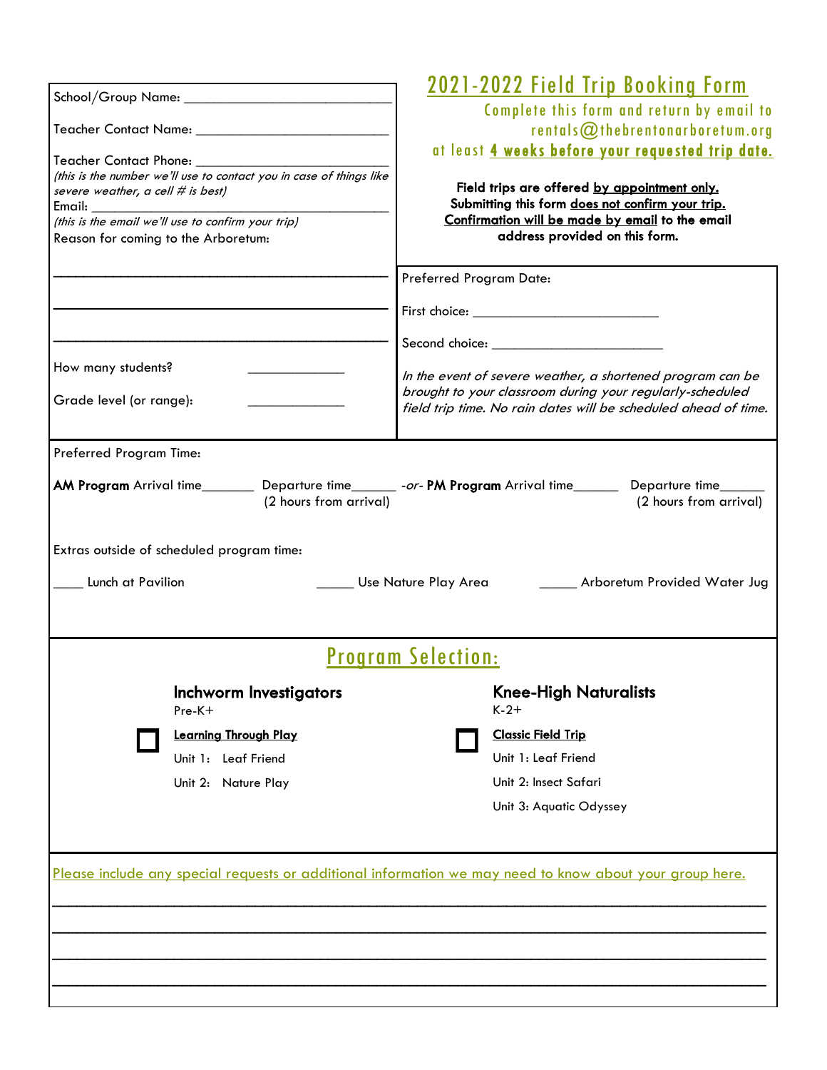# 2021-2022 Field Trip Booking Form

Complete this form and return by email to rentals@thebrentonarboretum.org at least **4 weeks before your requested trip date.**

**Field trips are offered by appointment only. Submitting this form does not confirm your trip. Confirmation will be made by email to the email address provided on this form.**

School/Group Name: ___________________________

Teacher Contact Name: ___________________________

Teacher Contact Phone: ___________________________
*(this is the number we'll use to contact you in case of things like severe weather, a cell # is best)*

Email: ___________________________
*(this is the email we'll use to confirm your trip)*

Reason for coming to the Arboretum:

___________________________________________

___________________________________________

___________________________________________

How many students? _____________

Grade level (or range): _____________

Preferred Program Date:

First choice: ___________________________

Second choice: ___________________________

*In the event of severe weather, a shortened program can be brought to your classroom during your regularly-scheduled field trip time. No rain dates will be scheduled ahead of time.*

Preferred Program Time:

**AM Program** Arrival time_______ Departure time______ (2 hours from arrival) *-or-* **PM Program** Arrival time______ Departure time______ (2 hours from arrival)

Extras outside of scheduled program time:

____ Lunch at Pavilion     _____ Use Nature Play Area     _____ Arboretum Provided Water Jug

## Program Selection:

**Inchworm Investigators**
Pre-K+

☐ **Learning Through Play**
- Unit 1: Leaf Friend
- Unit 2: Nature Play

**Knee-High Naturalists**
K-2+

☐ **Classic Field Trip**
- Unit 1: Leaf Friend
- Unit 2: Insect Safari
- Unit 3: Aquatic Odyssey

Please include any special requests or additional information we may need to know about your group here.

___________________________________________

___________________________________________

___________________________________________

___________________________________________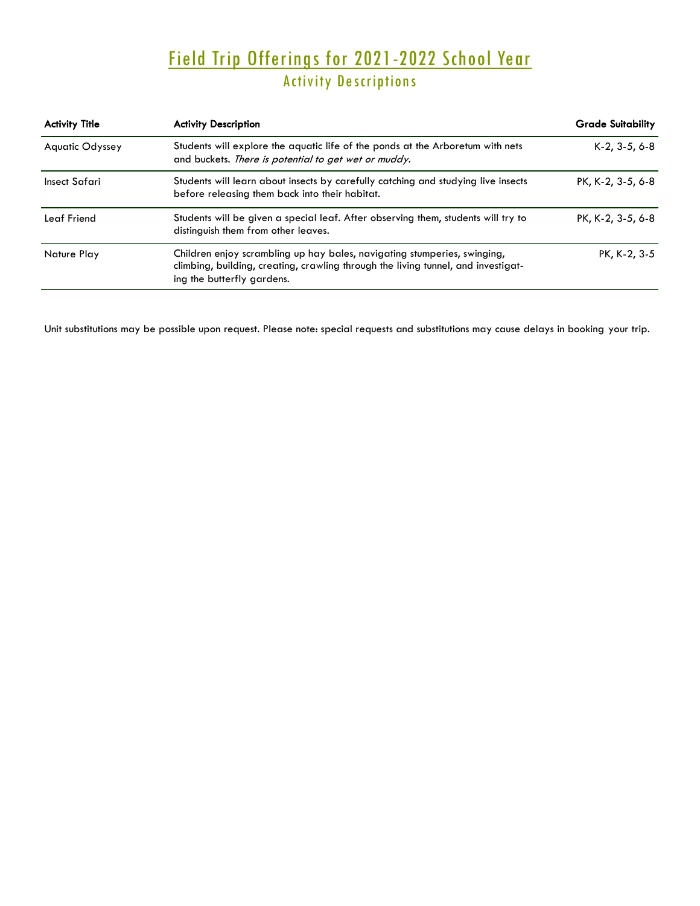# Field Trip Offerings for 2021-2022 School Year

## Activity Descriptions

| Activity Title | Activity Description | Grade Suitability |
|---|---|---|
| Aquatic Odyssey | Students will explore the aquatic life of the ponds at the Arboretum with nets and buckets. *There is potential to get wet or muddy.* | K-2, 3-5, 6-8 |
| Insect Safari | Students will learn about insects by carefully catching and studying live insects before releasing them back into their habitat. | PK, K-2, 3-5, 6-8 |
| Leaf Friend | Students will be given a special leaf. After observing them, students will try to distinguish them from other leaves. | PK, K-2, 3-5, 6-8 |
| Nature Play | Children enjoy scrambling up hay bales, navigating stumperies, swinging, climbing, building, creating, crawling through the living tunnel, and investigating the butterfly gardens. | PK, K-2, 3-5 |

Unit substitutions may be possible upon request. Please note: special requests and substitutions may cause delays in booking your trip.